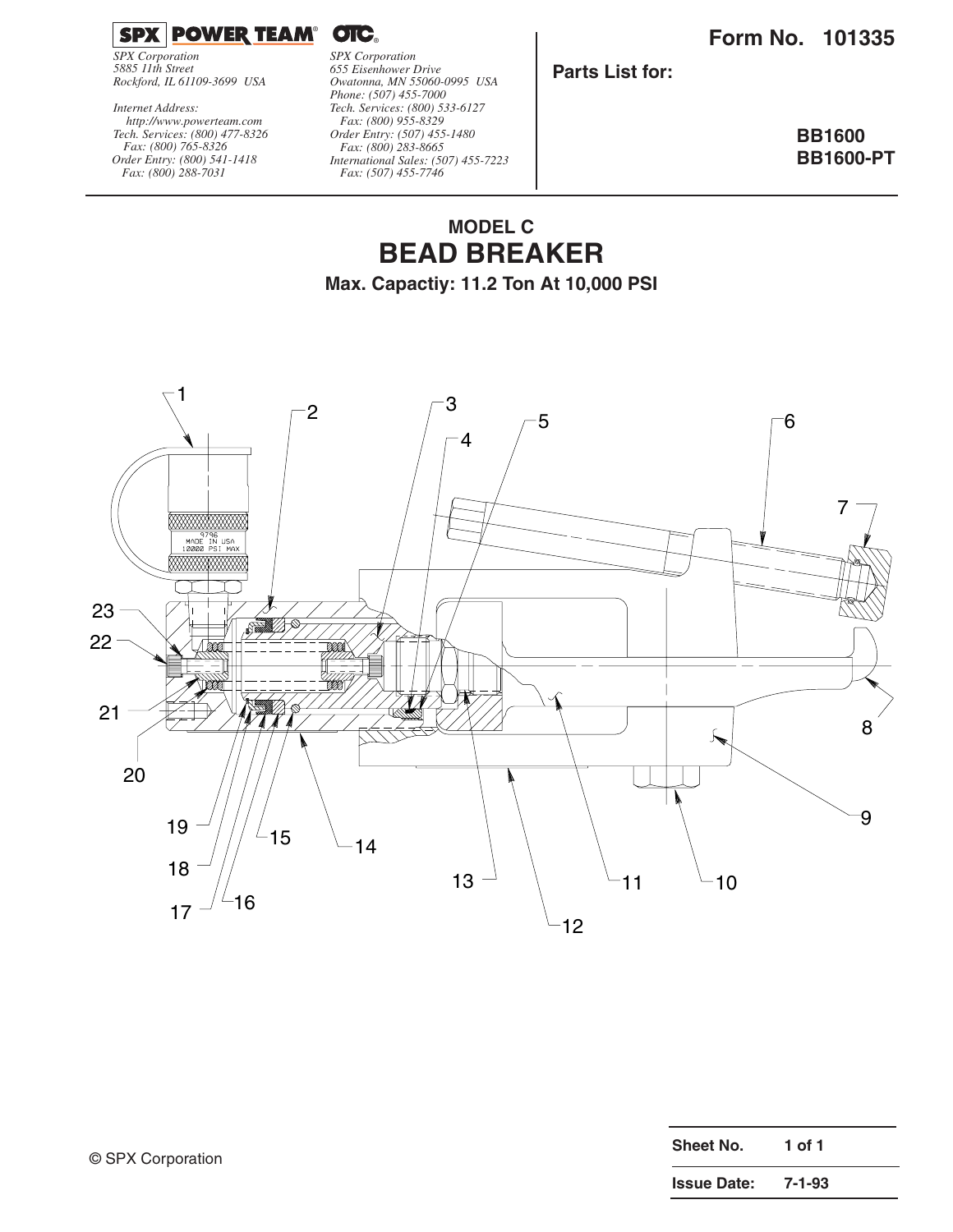**SPX POWER TEAM® OTC®**

*SPX Corporation*
*5885 11th Street*
*Rockford, IL 61109-3699 USA*

*Internet Address:*
*http://www.powerteam.com*
*Tech. Services: (800) 477-8326*
*Fax: (800) 765-8326*
*Order Entry: (800) 541-1418*
*Fax: (800) 288-7031*

*SPX Corporation*
*655 Eisenhower Drive*
*Owatonna, MN 55060-0995 USA*
*Phone: (507) 455-7000*
*Tech. Services: (800) 533-6127*
*Fax: (800) 955-8329*
*Order Entry: (507) 455-1480*
*Fax: (800) 283-8665*
*International Sales: (507) 455-7223*
*Fax: (507) 455-7746*

**Form No. 101335**

**Parts List for:**

**BB1600**
**BB1600-PT**

## MODEL C
# BEAD BREAKER
**Max. Capactiy: 11.2 Ton At 10,000 PSI**

© SPX Corporation

| Sheet No. | 1 of 1 |
|---|---|
| Issue Date: | 7-1-93 |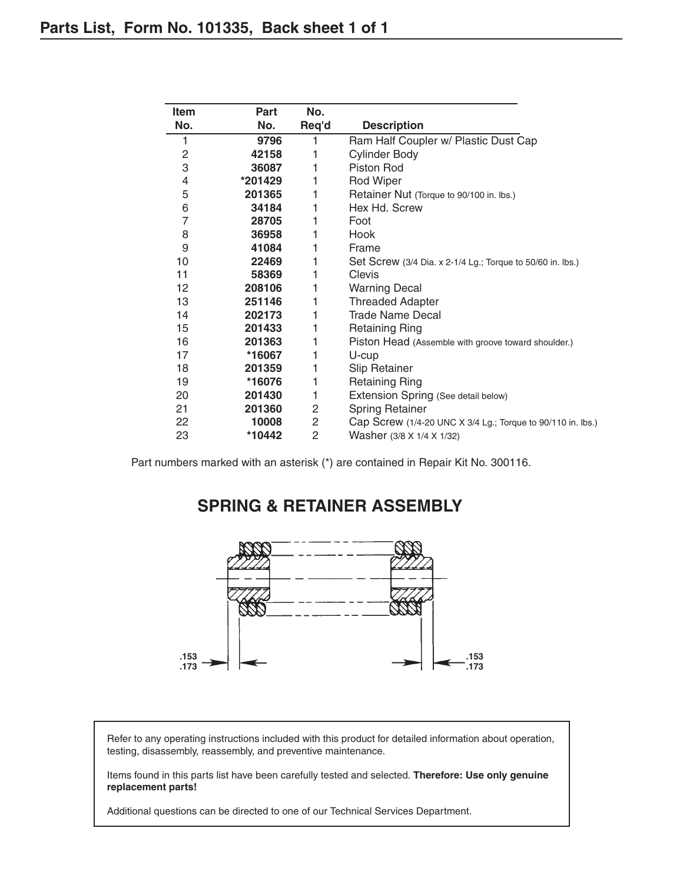## Parts List, Form No. 101335, Back sheet 1 of 1

| Item No. | Part No. | No. Req'd | Description |
|---|---|---|---|
| 1 | **9796** | 1 | Ram Half Coupler w/ Plastic Dust Cap |
| 2 | **42158** | 1 | Cylinder Body |
| 3 | **36087** | 1 | Piston Rod |
| 4 | ***201429** | 1 | Rod Wiper |
| 5 | **201365** | 1 | Retainer Nut (Torque to 90/100 in. lbs.) |
| 6 | **34184** | 1 | Hex Hd. Screw |
| 7 | **28705** | 1 | Foot |
| 8 | **36958** | 1 | Hook |
| 9 | **41084** | 1 | Frame |
| 10 | **22469** | 1 | Set Screw (3/4 Dia. x 2-1/4 Lg.; Torque to 50/60 in. lbs.) |
| 11 | **58369** | 1 | Clevis |
| 12 | **208106** | 1 | Warning Decal |
| 13 | **251146** | 1 | Threaded Adapter |
| 14 | **202173** | 1 | Trade Name Decal |
| 15 | **201433** | 1 | Retaining Ring |
| 16 | **201363** | 1 | Piston Head (Assemble with groove toward shoulder.) |
| 17 | ***16067** | 1 | U-cup |
| 18 | **201359** | 1 | Slip Retainer |
| 19 | ***16076** | 1 | Retaining Ring |
| 20 | **201430** | 1 | Extension Spring (See detail below) |
| 21 | **201360** | 2 | Spring Retainer |
| 22 | **10008** | 2 | Cap Screw (1/4-20 UNC X 3/4 Lg.; Torque to 90/110 in. lbs.) |
| 23 | ***10442** | 2 | Washer (3/8 X 1/4 X 1/32) |

Part numbers marked with an asterisk (*) are contained in Repair Kit No. 300116.

## SPRING & RETAINER ASSEMBLY

.153
.173

.153
.173

Refer to any operating instructions included with this product for detailed information about operation, testing, disassembly, reassembly, and preventive maintenance.

Items found in this parts list have been carefully tested and selected. **Therefore: Use only genuine replacement parts!**

Additional questions can be directed to one of our Technical Services Department.